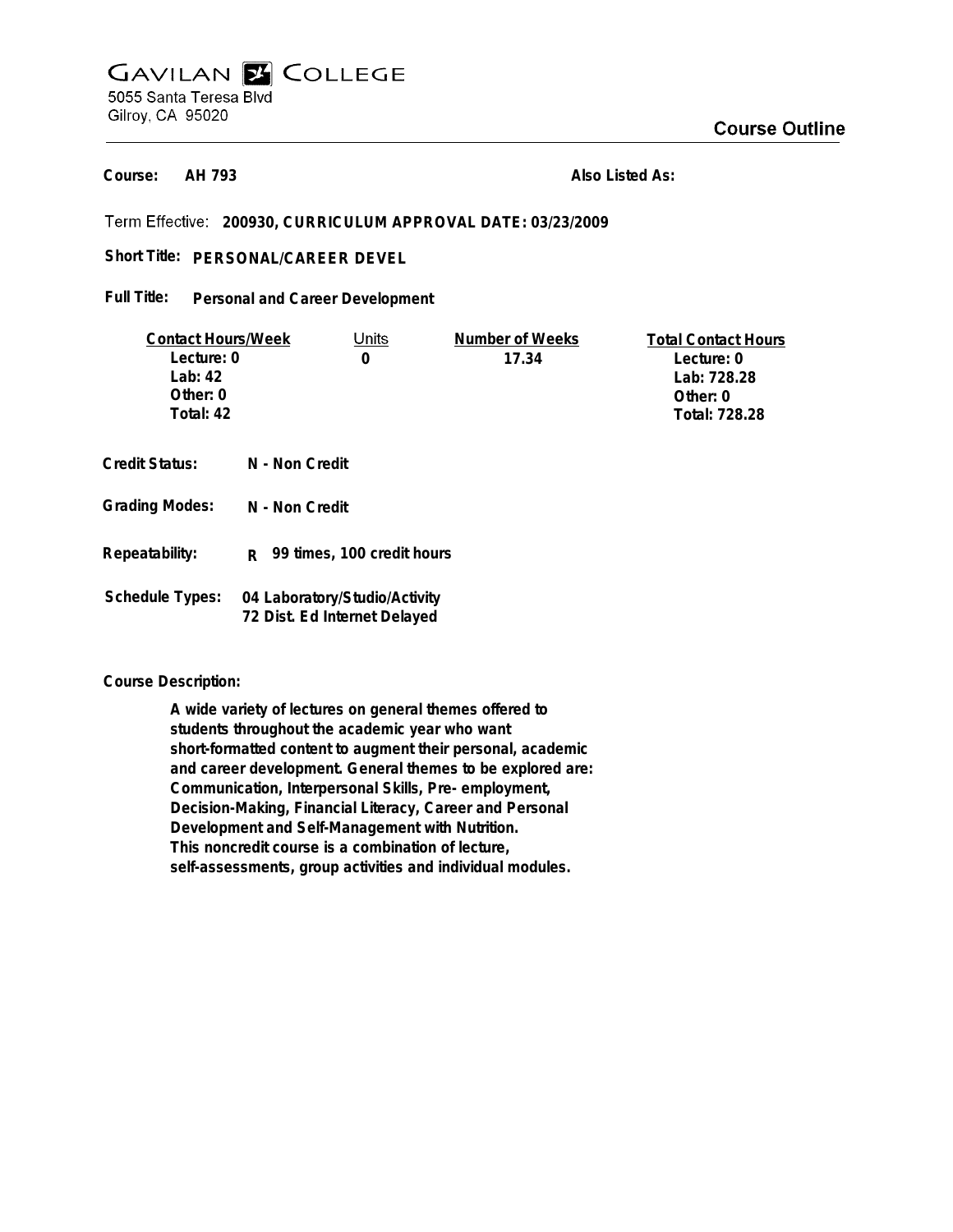# GAVILAN COLLEGE

5055 Santa Teresa Blvd
Gilroy, CA 95020

## Course Outline

**Course:** AH 793 **Also Listed As:**

Term Effective: **200930, CURRICULUM APPROVAL DATE: 03/23/2009**

**Short Title:** **PERSONAL/CAREER DEVEL**

**Full Title:** **Personal and Career Development**

| Contact Hours/Week | Units | Number of Weeks | Total Contact Hours |
|---|---|---|---|
| Lecture: 0 | 0 | 17.34 | Lecture: 0 |
| Lab: 42 | | | Lab: 728.28 |
| Other: 0 | | | Other: 0 |
| Total: 42 | | | Total: 728.28 |

**Credit Status:** N - Non Credit

**Grading Modes:** N - Non Credit

**Repeatability:** R 99 times, 100 credit hours

**Schedule Types:** 04 Laboratory/Studio/Activity
72 Dist. Ed Internet Delayed

**Course Description:**

A wide variety of lectures on general themes offered to students throughout the academic year who want short-formatted content to augment their personal, academic and career development. General themes to be explored are: Communication, Interpersonal Skills, Pre- employment, Decision-Making, Financial Literacy, Career and Personal Development and Self-Management with Nutrition. This noncredit course is a combination of lecture, self-assessments, group activities and individual modules.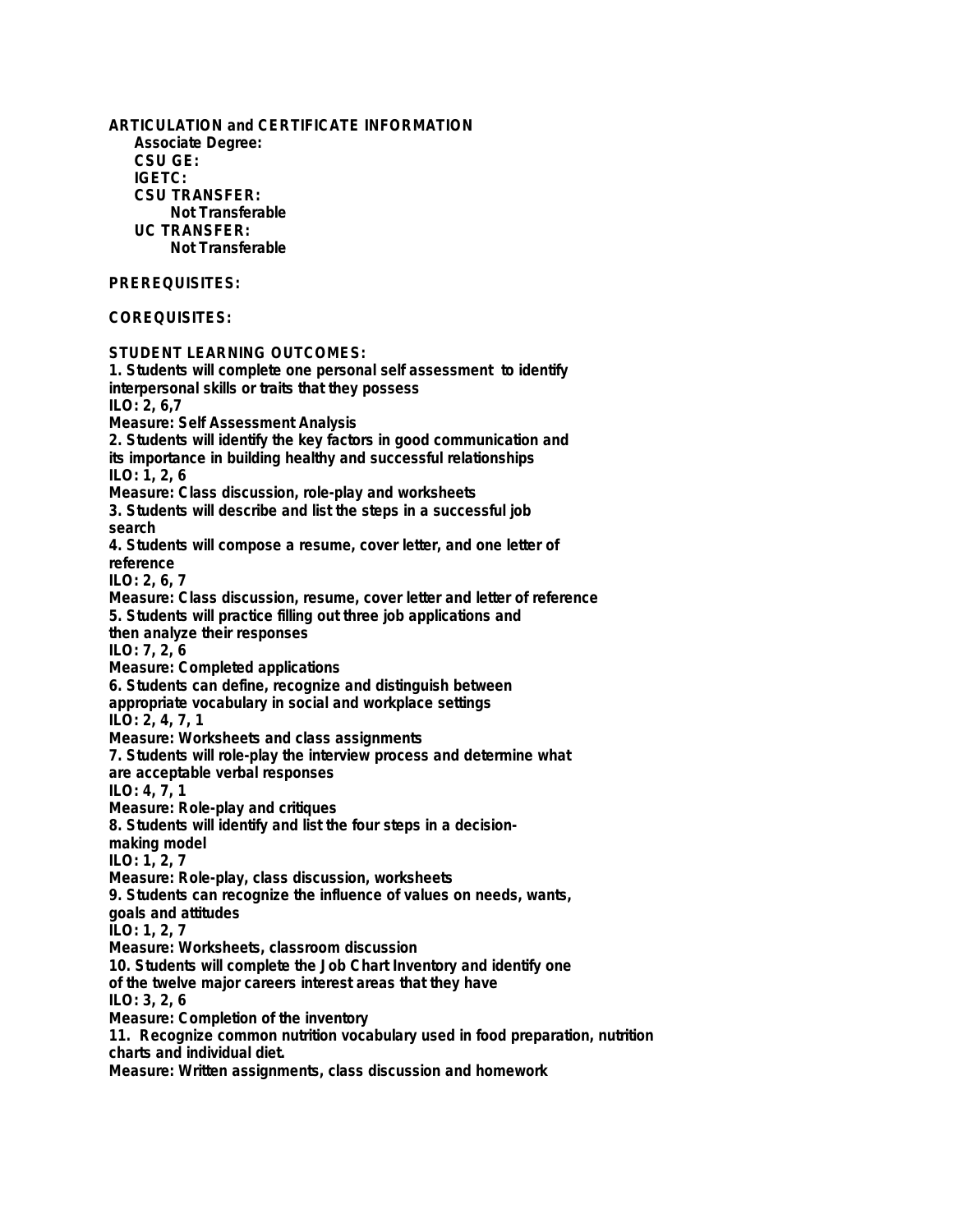**ARTICULATION and CERTIFICATE INFORMATION**

**Associate Degree:**

**CSU GE:**

**IGETC:**

**CSU TRANSFER:**

**Not Transferable**

**UC TRANSFER:**

**Not Transferable**

**PREREQUISITES:**

**COREQUISITES:**

**STUDENT LEARNING OUTCOMES:**

**1. Students will complete one personal self assessment to identify interpersonal skills or traits that they possess**
**ILO: 2, 6,7**
**Measure: Self Assessment Analysis**

**2. Students will identify the key factors in good communication and its importance in building healthy and successful relationships**
**ILO: 1, 2, 6**
**Measure: Class discussion, role-play and worksheets**

**3. Students will describe and list the steps in a successful job search**

**4. Students will compose a resume, cover letter, and one letter of reference**
**ILO: 2, 6, 7**
**Measure: Class discussion, resume, cover letter and letter of reference**

**5. Students will practice filling out three job applications and then analyze their responses**
**ILO: 7, 2, 6**
**Measure: Completed applications**

**6. Students can define, recognize and distinguish between appropriate vocabulary in social and workplace settings**
**ILO: 2, 4, 7, 1**
**Measure: Worksheets and class assignments**

**7. Students will role-play the interview process and determine what are acceptable verbal responses**
**ILO: 4, 7, 1**
**Measure: Role-play and critiques**

**8. Students will identify and list the four steps in a decision-making model**
**ILO: 1, 2, 7**
**Measure: Role-play, class discussion, worksheets**

**9. Students can recognize the influence of values on needs, wants, goals and attitudes**
**ILO: 1, 2, 7**
**Measure: Worksheets, classroom discussion**

**10. Students will complete the Job Chart Inventory and identify one of the twelve major careers interest areas that they have**
**ILO: 3, 2, 6**
**Measure: Completion of the inventory**

**11. Recognize common nutrition vocabulary used in food preparation, nutrition charts and individual diet.**
**Measure: Written assignments, class discussion and homework**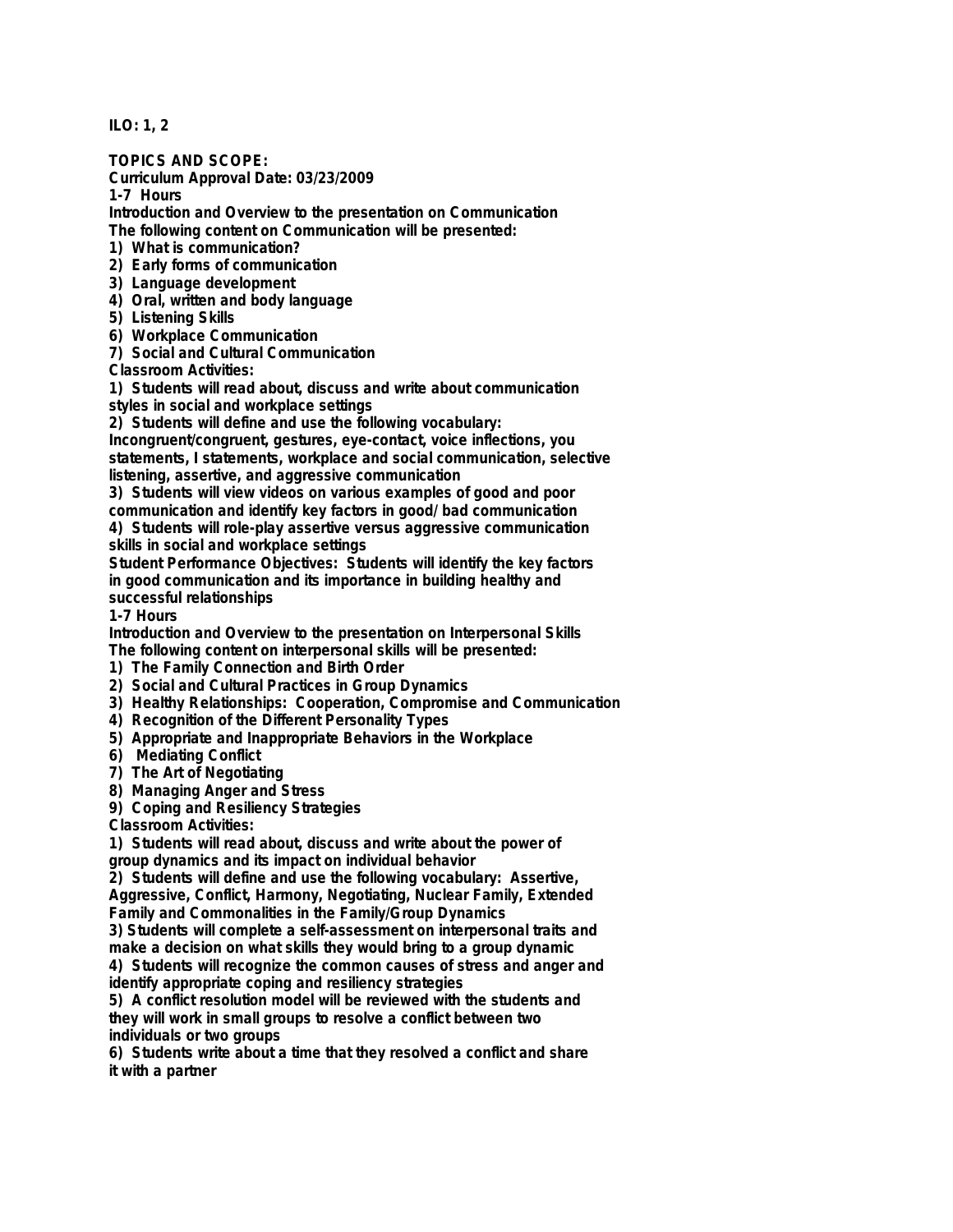**ILO: 1, 2**

**TOPICS AND SCOPE:**

**Curriculum Approval Date: 03/23/2009**

**1-7 Hours**

**Introduction and Overview to the presentation on Communication**

**The following content on Communication will be presented:**

**1) What is communication?**

**2) Early forms of communication**

**3) Language development**

**4) Oral, written and body language**

**5) Listening Skills**

**6) Workplace Communication**

**7) Social and Cultural Communication**

**Classroom Activities:**

**1) Students will read about, discuss and write about communication styles in social and workplace settings**

**2) Students will define and use the following vocabulary: Incongruent/congruent, gestures, eye-contact, voice inflections, you statements, I statements, workplace and social communication, selective listening, assertive, and aggressive communication**

**3) Students will view videos on various examples of good and poor communication and identify key factors in good/ bad communication**

**4) Students will role-play assertive versus aggressive communication skills in social and workplace settings**

**Student Performance Objectives: Students will identify the key factors in good communication and its importance in building healthy and successful relationships**

**1-7 Hours**

**Introduction and Overview to the presentation on Interpersonal Skills**

**The following content on interpersonal skills will be presented:**

**1) The Family Connection and Birth Order**

**2) Social and Cultural Practices in Group Dynamics**

**3) Healthy Relationships: Cooperation, Compromise and Communication**

**4) Recognition of the Different Personality Types**

**5) Appropriate and Inappropriate Behaviors in the Workplace**

**6) Mediating Conflict**

**7) The Art of Negotiating**

**8) Managing Anger and Stress**

**9) Coping and Resiliency Strategies**

**Classroom Activities:**

**1) Students will read about, discuss and write about the power of group dynamics and its impact on individual behavior**

**2) Students will define and use the following vocabulary: Assertive, Aggressive, Conflict, Harmony, Negotiating, Nuclear Family, Extended Family and Commonalities in the Family/Group Dynamics**

**3) Students will complete a self-assessment on interpersonal traits and make a decision on what skills they would bring to a group dynamic**

**4) Students will recognize the common causes of stress and anger and identify appropriate coping and resiliency strategies**

**5) A conflict resolution model will be reviewed with the students and they will work in small groups to resolve a conflict between two individuals or two groups**

**6) Students write about a time that they resolved a conflict and share it with a partner**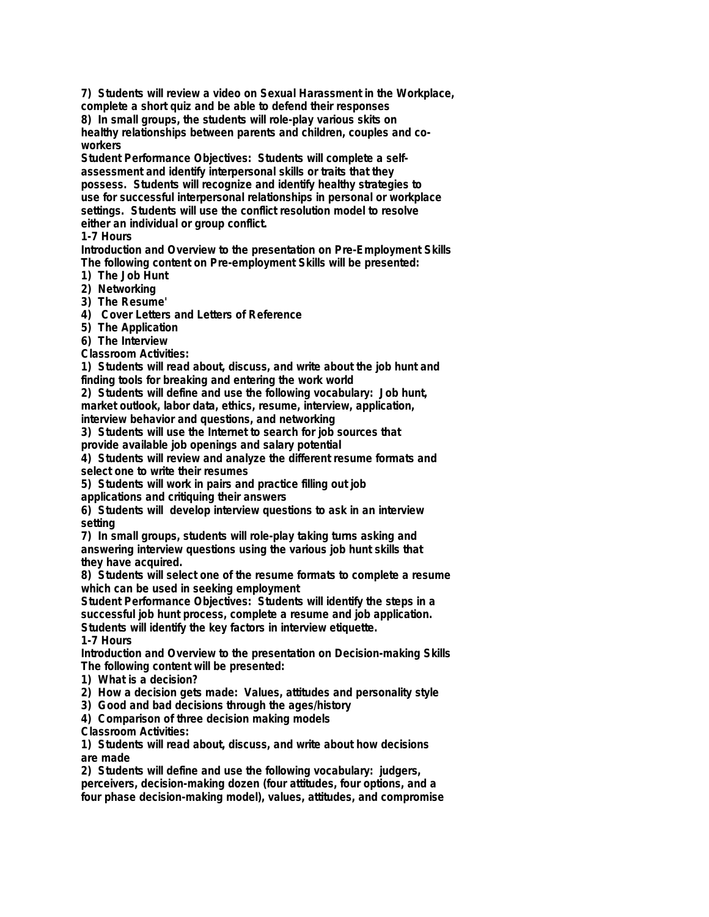7) Students will review a video on Sexual Harassment in the Workplace, complete a short quiz and be able to defend their responses

8) In small groups, the students will role-play various skits on healthy relationships between parents and children, couples and co-workers

**Student Performance Objectives:** Students will complete a self-assessment and identify interpersonal skills or traits that they possess. Students will recognize and identify healthy strategies to use for successful interpersonal relationships in personal or workplace settings. Students will use the conflict resolution model to resolve either an individual or group conflict.

**1-7 Hours**

**Introduction and Overview to the presentation on Pre-Employment Skills**

The following content on Pre-employment Skills will be presented:

1) The Job Hunt
2) Networking
3) The Resume'
4) Cover Letters and Letters of Reference
5) The Application
6) The Interview

**Classroom Activities:**

1) Students will read about, discuss, and write about the job hunt and finding tools for breaking and entering the work world
2) Students will define and use the following vocabulary: Job hunt, market outlook, labor data, ethics, resume, interview, application, interview behavior and questions, and networking
3) Students will use the Internet to search for job sources that provide available job openings and salary potential
4) Students will review and analyze the different resume formats and select one to write their resumes
5) Students will work in pairs and practice filling out job applications and critiquing their answers
6) Students will develop interview questions to ask in an interview setting
7) In small groups, students will role-play taking turns asking and answering interview questions using the various job hunt skills that they have acquired.
8) Students will select one of the resume formats to complete a resume which can be used in seeking employment

**Student Performance Objectives:** Students will identify the steps in a successful job hunt process, complete a resume and job application. Students will identify the key factors in interview etiquette.

**1-7 Hours**

**Introduction and Overview to the presentation on Decision-making Skills**

The following content will be presented:

1) What is a decision?
2) How a decision gets made: Values, attitudes and personality style
3) Good and bad decisions through the ages/history
4) Comparison of three decision making models

**Classroom Activities:**

1) Students will read about, discuss, and write about how decisions are made
2) Students will define and use the following vocabulary: judgers, perceivers, decision-making dozen (four attitudes, four options, and a four phase decision-making model), values, attitudes, and compromise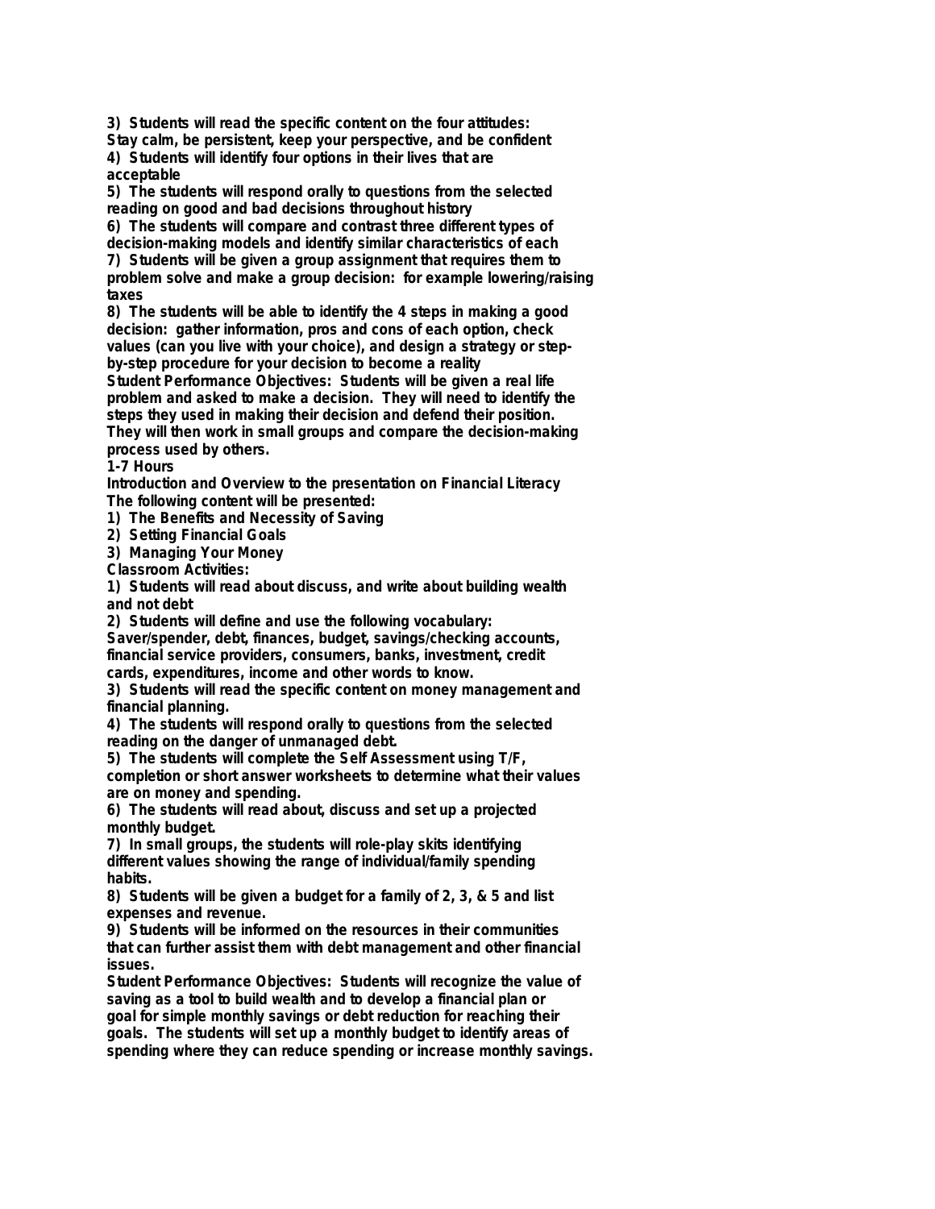**3) Students will read the specific content on the four attitudes: Stay calm, be persistent, keep your perspective, and be confident**

**4) Students will identify four options in their lives that are acceptable**

**5) The students will respond orally to questions from the selected reading on good and bad decisions throughout history**

**6) The students will compare and contrast three different types of decision-making models and identify similar characteristics of each**

**7) Students will be given a group assignment that requires them to problem solve and make a group decision: for example lowering/raising taxes**

**8) The students will be able to identify the 4 steps in making a good decision: gather information, pros and cons of each option, check values (can you live with your choice), and design a strategy or step-by-step procedure for your decision to become a reality**

**Student Performance Objectives: Students will be given a real life problem and asked to make a decision. They will need to identify the steps they used in making their decision and defend their position. They will then work in small groups and compare the decision-making process used by others.**

**1-7 Hours**

**Introduction and Overview to the presentation on Financial Literacy**

**The following content will be presented:**

**1) The Benefits and Necessity of Saving**

**2) Setting Financial Goals**

**3) Managing Your Money**

**Classroom Activities:**

**1) Students will read about discuss, and write about building wealth and not debt**

**2) Students will define and use the following vocabulary: Saver/spender, debt, finances, budget, savings/checking accounts, financial service providers, consumers, banks, investment, credit cards, expenditures, income and other words to know.**

**3) Students will read the specific content on money management and financial planning.**

**4) The students will respond orally to questions from the selected reading on the danger of unmanaged debt.**

**5) The students will complete the Self Assessment using T/F, completion or short answer worksheets to determine what their values are on money and spending.**

**6) The students will read about, discuss and set up a projected monthly budget.**

**7) In small groups, the students will role-play skits identifying different values showing the range of individual/family spending habits.**

**8) Students will be given a budget for a family of 2, 3, & 5 and list expenses and revenue.**

**9) Students will be informed on the resources in their communities that can further assist them with debt management and other financial issues.**

**Student Performance Objectives: Students will recognize the value of saving as a tool to build wealth and to develop a financial plan or goal for simple monthly savings or debt reduction for reaching their goals. The students will set up a monthly budget to identify areas of spending where they can reduce spending or increase monthly savings.**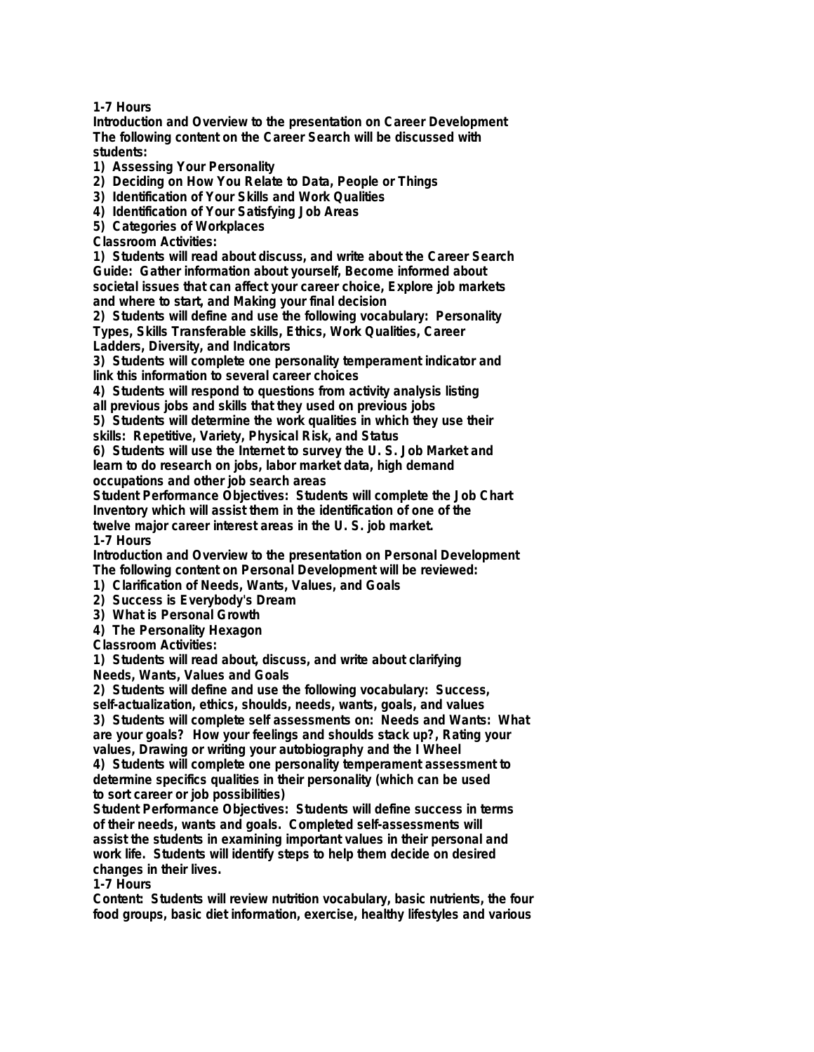**1-7 Hours**

**Introduction and Overview to the presentation on Career Development**
**The following content on the Career Search will be discussed with students:**

**1) Assessing Your Personality**
**2) Deciding on How You Relate to Data, People or Things**
**3) Identification of Your Skills and Work Qualities**
**4) Identification of Your Satisfying Job Areas**
**5) Categories of Workplaces**

**Classroom Activities:**

**1) Students will read about discuss, and write about the Career Search Guide: Gather information about yourself, Become informed about societal issues that can affect your career choice, Explore job markets and where to start, and Making your final decision**
**2) Students will define and use the following vocabulary: Personality Types, Skills Transferable skills, Ethics, Work Qualities, Career Ladders, Diversity, and Indicators**
**3) Students will complete one personality temperament indicator and link this information to several career choices**
**4) Students will respond to questions from activity analysis listing all previous jobs and skills that they used on previous jobs**
**5) Students will determine the work qualities in which they use their skills: Repetitive, Variety, Physical Risk, and Status**
**6) Students will use the Internet to survey the U. S. Job Market and learn to do research on jobs, labor market data, high demand occupations and other job search areas**

**Student Performance Objectives: Students will complete the Job Chart Inventory which will assist them in the identification of one of the twelve major career interest areas in the U. S. job market.**

**1-7 Hours**

**Introduction and Overview to the presentation on Personal Development**
**The following content on Personal Development will be reviewed:**

**1) Clarification of Needs, Wants, Values, and Goals**
**2) Success is Everybody's Dream**
**3) What is Personal Growth**
**4) The Personality Hexagon**

**Classroom Activities:**

**1) Students will read about, discuss, and write about clarifying Needs, Wants, Values and Goals**
**2) Students will define and use the following vocabulary: Success, self-actualization, ethics, shoulds, needs, wants, goals, and values**
**3) Students will complete self assessments on: Needs and Wants: What are your goals? How your feelings and shoulds stack up?, Rating your values, Drawing or writing your autobiography and the I Wheel**
**4) Students will complete one personality temperament assessment to determine specifics qualities in their personality (which can be used to sort career or job possibilities)**

**Student Performance Objectives: Students will define success in terms of their needs, wants and goals. Completed self-assessments will assist the students in examining important values in their personal and work life. Students will identify steps to help them decide on desired changes in their lives.**

**1-7 Hours**

**Content: Students will review nutrition vocabulary, basic nutrients, the four food groups, basic diet information, exercise, healthy lifestyles and various**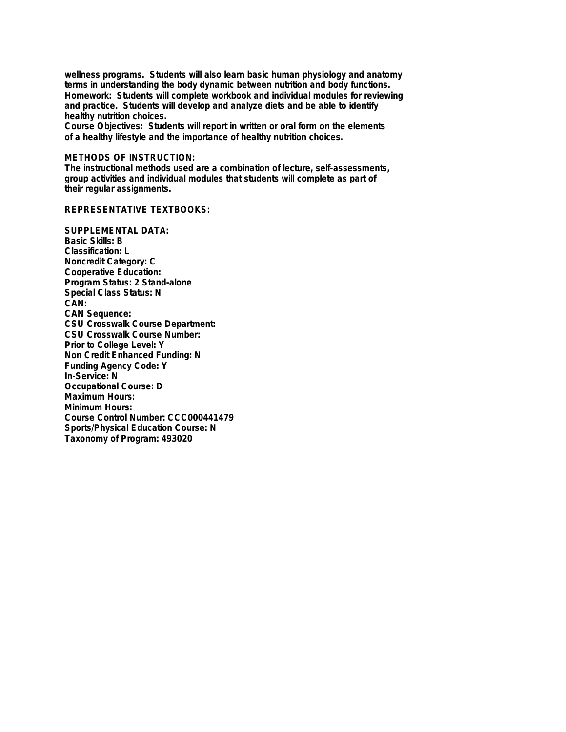**wellness programs. Students will also learn basic human physiology and anatomy terms in understanding the body dynamic between nutrition and body functions.**
**Homework: Students will complete workbook and individual modules for reviewing and practice. Students will develop and analyze diets and be able to identify healthy nutrition choices.**
**Course Objectives: Students will report in written or oral form on the elements of a healthy lifestyle and the importance of healthy nutrition choices.**

**METHODS OF INSTRUCTION:**
**The instructional methods used are a combination of lecture, self-assessments, group activities and individual modules that students will complete as part of their regular assignments.**

**REPRESENTATIVE TEXTBOOKS:**

**SUPPLEMENTAL DATA:**
**Basic Skills: B**
**Classification: L**
**Noncredit Category: C**
**Cooperative Education:**
**Program Status: 2 Stand-alone**
**Special Class Status: N**
**CAN:**
**CAN Sequence:**
**CSU Crosswalk Course Department:**
**CSU Crosswalk Course Number:**
**Prior to College Level: Y**
**Non Credit Enhanced Funding: N**
**Funding Agency Code: Y**
**In-Service: N**
**Occupational Course: D**
**Maximum Hours:**
**Minimum Hours:**
**Course Control Number: CCC000441479**
**Sports/Physical Education Course: N**
**Taxonomy of Program: 493020**